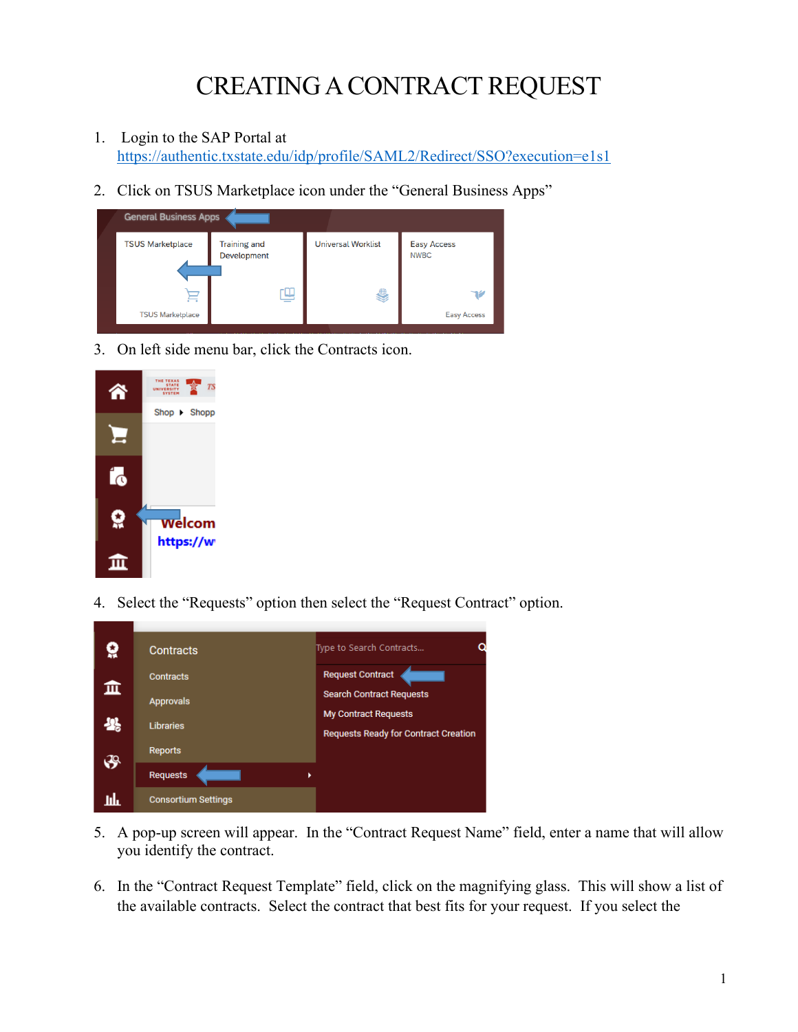# CREATING A CONTRACT REQUEST

1. Login to the SAP Portal at https://authentic.txstate.edu/idp/profile/SAML2/Redirect/SSO?execution=e1s1

2. Click on TSUS Marketplace icon under the "General Business Apps"

3. On left side menu bar, click the Contracts icon.

4. Select the "Requests" option then select the "Request Contract" option.

5. A pop-up screen will appear. In the "Contract Request Name" field, enter a name that will allow you identify the contract.

6. In the "Contract Request Template" field, click on the magnifying glass. This will show a list of the available contracts. Select the contract that best fits for your request. If you select the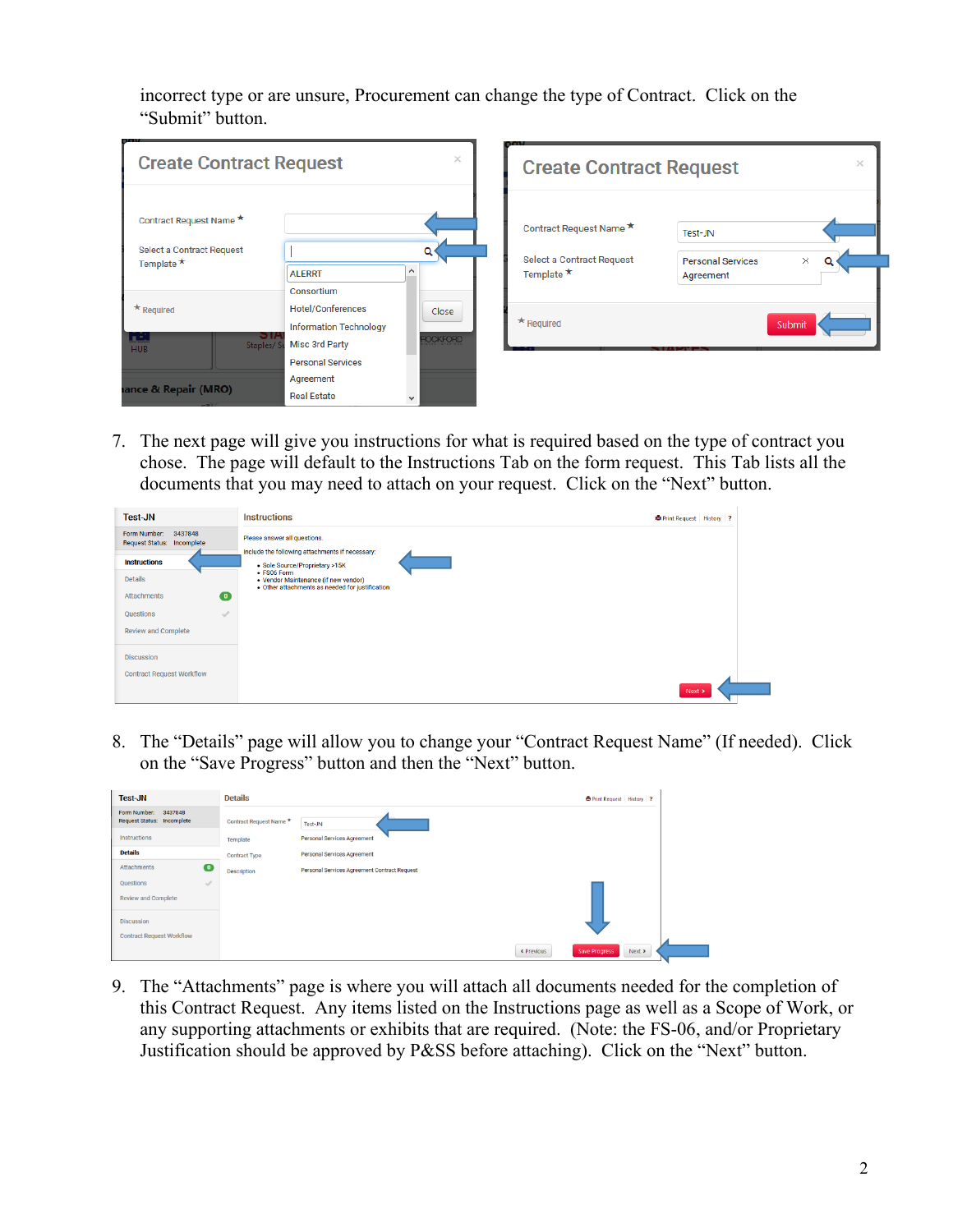incorrect type or are unsure, Procurement can change the type of Contract. Click on the "Submit" button.

7. The next page will give you instructions for what is required based on the type of contract you chose. The page will default to the Instructions Tab on the form request. This Tab lists all the documents that you may need to attach on your request. Click on the "Next" button.

8. The "Details" page will allow you to change your "Contract Request Name" (If needed). Click on the "Save Progress" button and then the "Next" button.

9. The "Attachments" page is where you will attach all documents needed for the completion of this Contract Request. Any items listed on the Instructions page as well as a Scope of Work, or any supporting attachments or exhibits that are required. (Note: the FS-06, and/or Proprietary Justification should be approved by P&SS before attaching). Click on the "Next" button.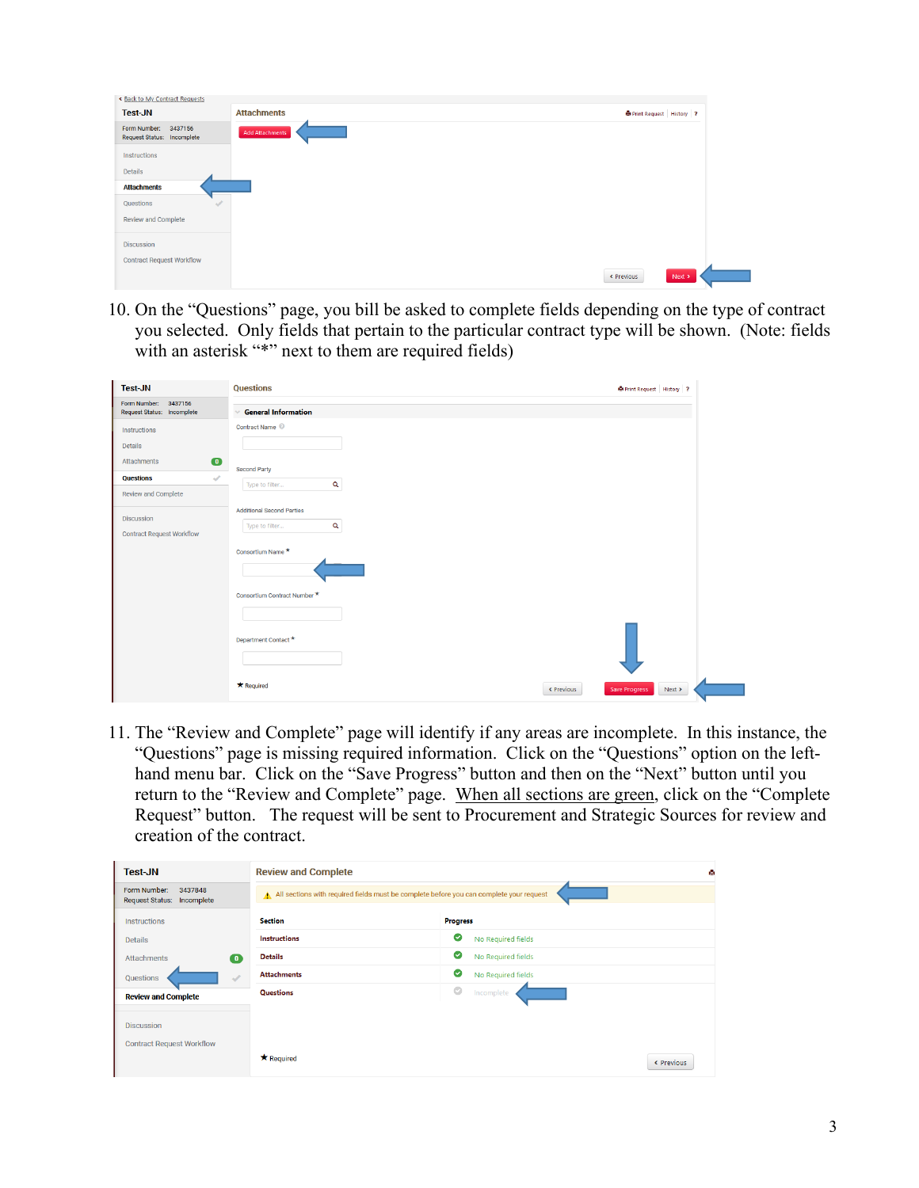10. On the "Questions" page, you bill be asked to complete fields depending on the type of contract you selected. Only fields that pertain to the particular contract type will be shown. (Note: fields with an asterisk "*" next to them are required fields)

11. The "Review and Complete" page will identify if any areas are incomplete. In this instance, the "Questions" page is missing required information. Click on the "Questions" option on the left-hand menu bar. Click on the "Save Progress" button and then on the "Next" button until you return to the "Review and Complete" page. <u>When all sections are green</u>, click on the "Complete Request" button. The request will be sent to Procurement and Strategic Sources for review and creation of the contract.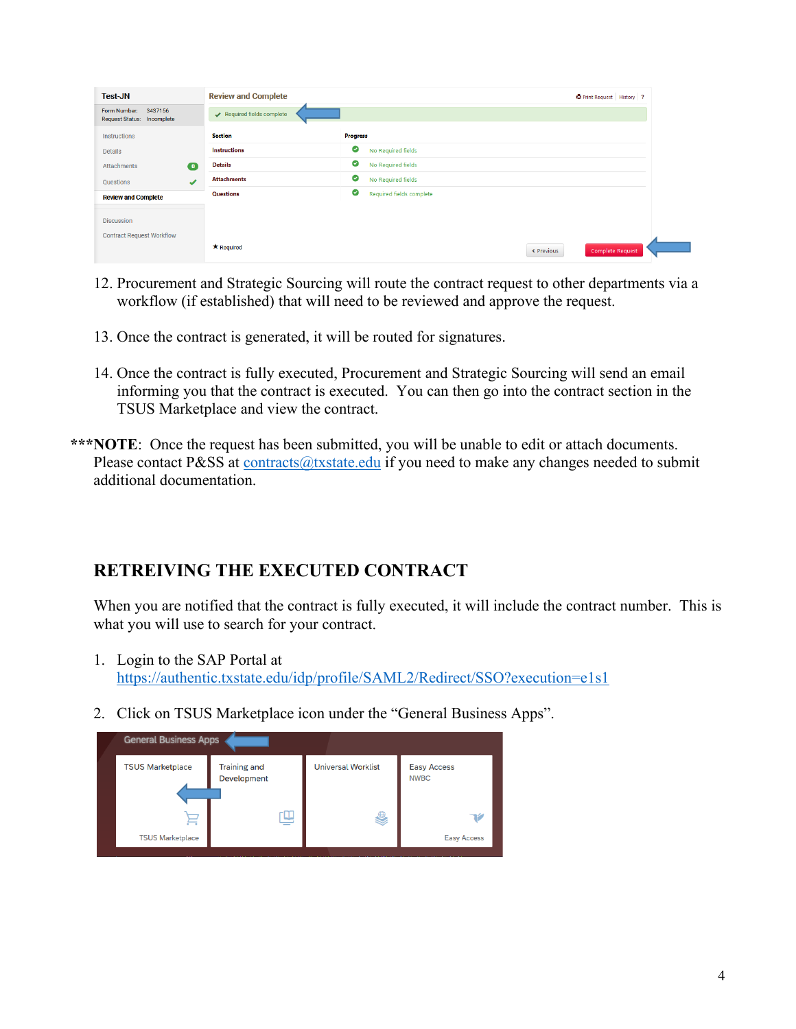12. Procurement and Strategic Sourcing will route the contract request to other departments via a workflow (if established) that will need to be reviewed and approve the request.

13. Once the contract is generated, it will be routed for signatures.

14. Once the contract is fully executed, Procurement and Strategic Sourcing will send an email informing you that the contract is executed. You can then go into the contract section in the TSUS Marketplace and view the contract.

***NOTE: Once the request has been submitted, you will be unable to edit or attach documents. Please contact P&SS at contracts@txstate.edu if you need to make any changes needed to submit additional documentation.

## RETREIVING THE EXECUTED CONTRACT

When you are notified that the contract is fully executed, it will include the contract number. This is what you will use to search for your contract.

1. Login to the SAP Portal at https://authentic.txstate.edu/idp/profile/SAML2/Redirect/SSO?execution=e1s1

2. Click on TSUS Marketplace icon under the "General Business Apps".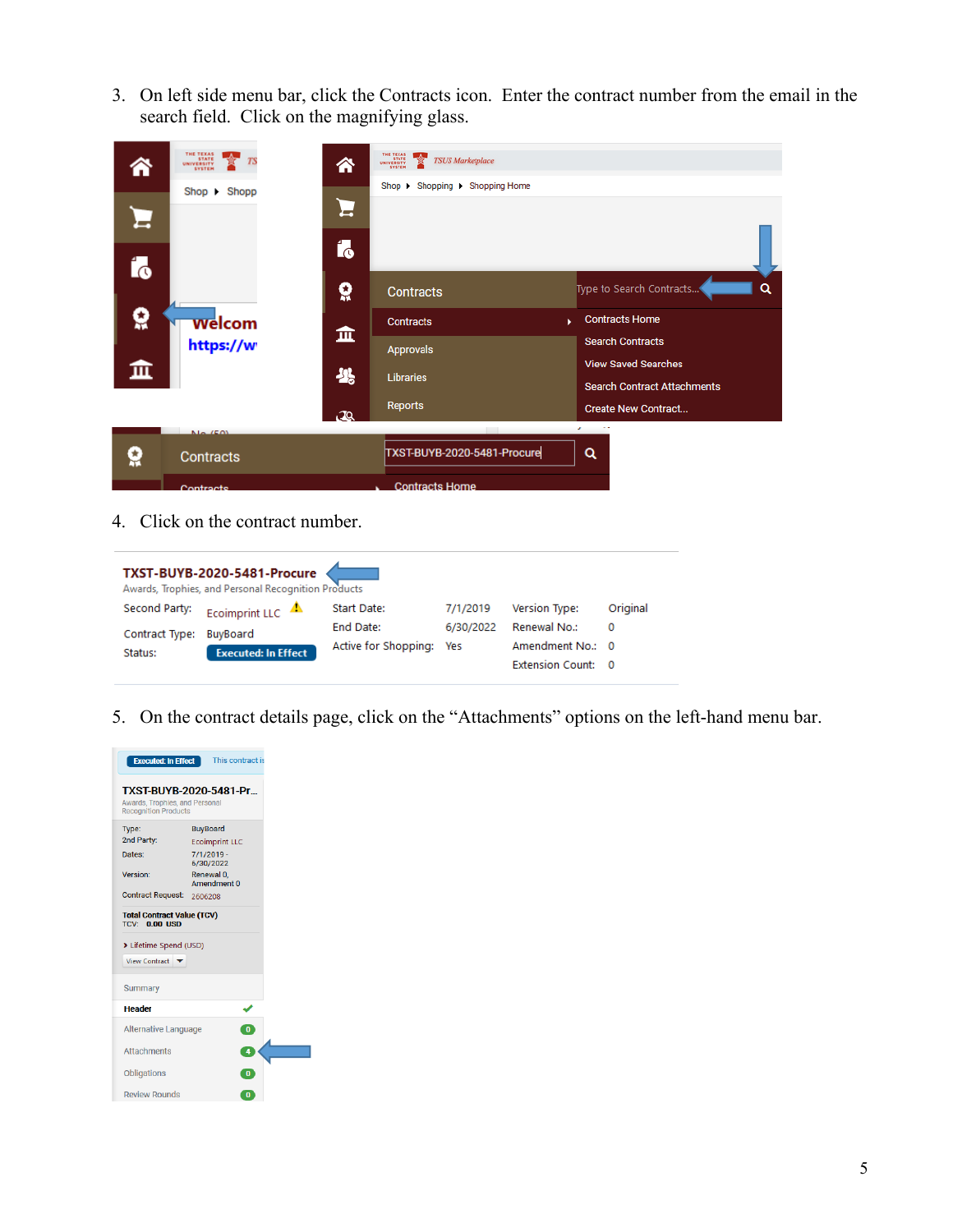3. On left side menu bar, click the Contracts icon. Enter the contract number from the email in the search field. Click on the magnifying glass.

4. Click on the contract number.

5. On the contract details page, click on the "Attachments" options on the left-hand menu bar.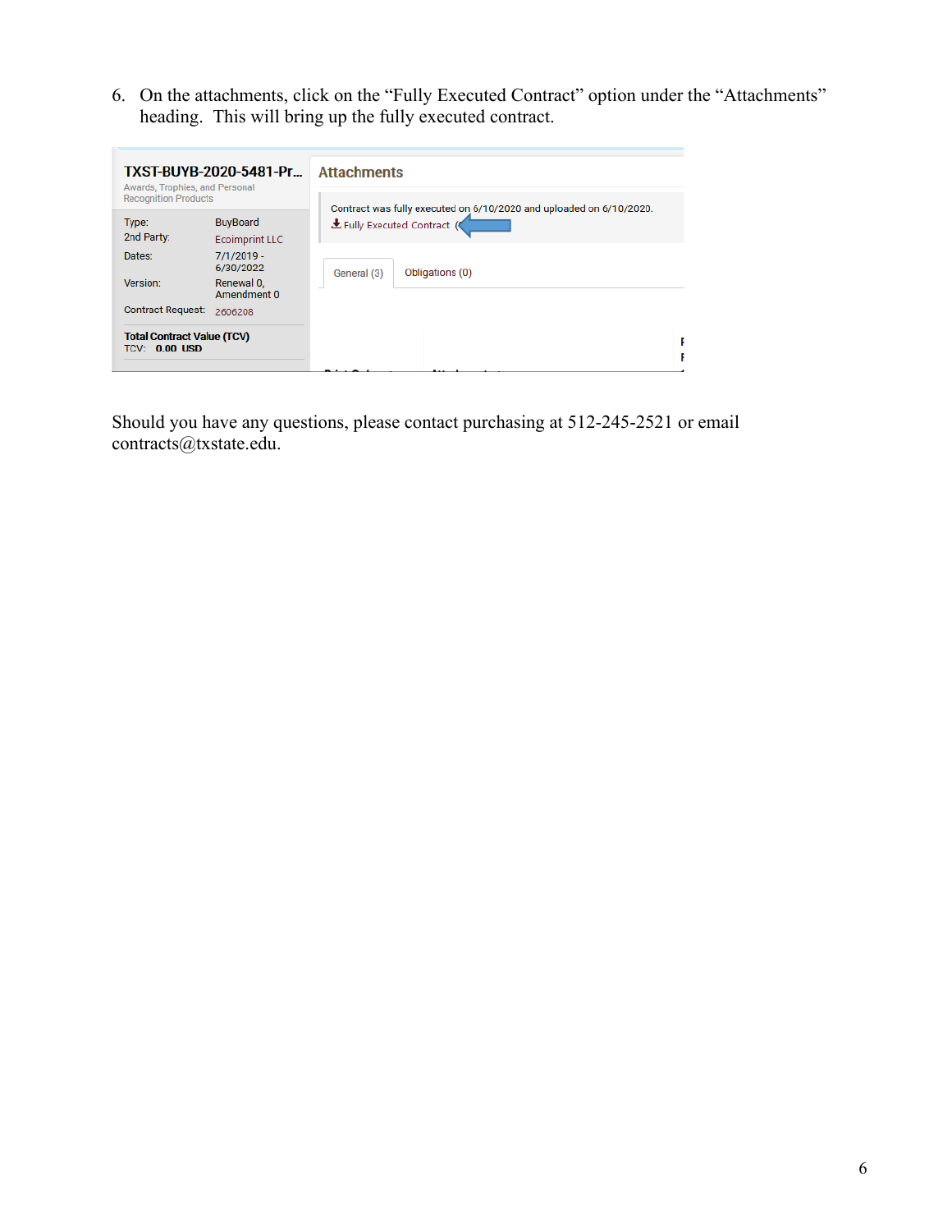6. On the attachments, click on the "Fully Executed Contract" option under the "Attachments" heading. This will bring up the fully executed contract.

TXST-BUYB-2020-5481-Pr...
Awards, Trophies, and Personal Recognition Products

| | |
|---|---|
| Type: | BuyBoard |
| 2nd Party: | Ecoimprint LLC |
| Dates: | 7/1/2019 - 6/30/2022 |
| Version: | Renewal 0, Amendment 0 |
| Contract Request: | 2606208 |

Total Contract Value (TCV)
TCV: 0.00 USD

Attachments

Contract was fully executed on 6/10/2020 and uploaded on 6/10/2020.
Fully Executed Contract

General (3) Obligations (0)

Should you have any questions, please contact purchasing at 512-245-2521 or email contracts@txstate.edu.